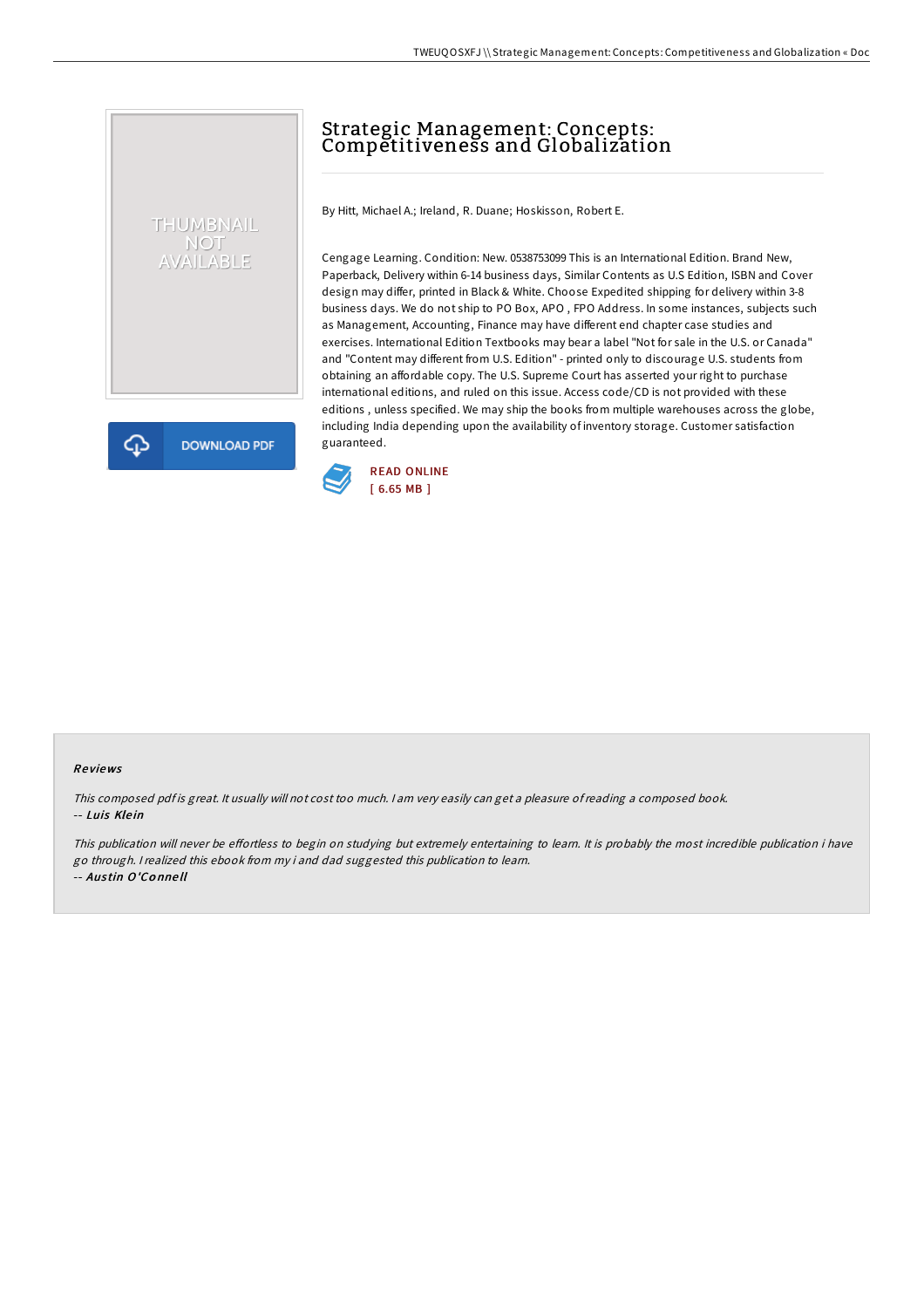# Strategic Management: Concepts: Competitiveness and Globalization

By Hitt, Michael A.; Ireland, R. Duane; Hoskisson, Robert E.

Cengage Learning. Condition: New. 0538753099 This is an International Edition. Brand New, Paperback, Delivery within 6-14 business days, Similar Contents as U.S Edition, ISBN and Cover design may differ, printed in Black & White. Choose Expedited shipping for delivery within 3-8 business days. We do not ship to PO Box, APO , FPO Address. In some instances, subjects such as Management, Accounting, Finance may have different end chapter case studies and exercises. International Edition Textbooks may bear a label "Not for sale in the U.S. or Canada" and "Content may different from U.S. Edition" - printed only to discourage U.S. students from obtaining an affordable copy. The U.S. Supreme Court has asserted your right to purchase international editions, and ruled on this issue. Access code/CD is not provided with these editions , unless specified. We may ship the books from multiple warehouses across the globe, including India depending upon the availability of inventory storage. Customer satisfaction guaranteed.

READ ONLINE
[ 6.65 MB ]

DOWNLOAD PDF

### Reviews

*This composed pdf is great. It usually will not cost too much. I am very easily can get a pleasure of reading a composed book.*
-- *Luis Klein*

*This publication will never be effortless to begin on studying but extremely entertaining to learn. It is probably the most incredible publication i have go through. I realized this ebook from my i and dad suggested this publication to learn.*
-- *Austin O'Connell*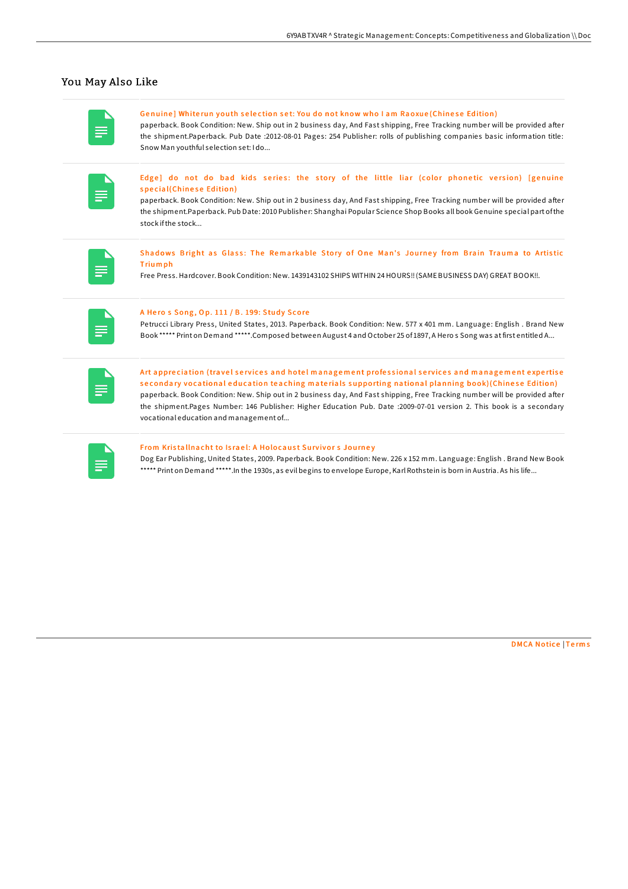## You May Also Like

**Genuine] Whiterun youth selection set: You do not know who I am Raoxue(Chinese Edition)**

paperback. Book Condition: New. Ship out in 2 business day, And Fast shipping, Free Tracking number will be provided after the shipment.Paperback. Pub Date :2012-08-01 Pages: 254 Publisher: rolls of publishing companies basic information title: Snow Man youthful selection set: I do...

**Edge] do not do bad kids series: the story of the little liar (color phonetic version) [genuine special(Chinese Edition)**

paperback. Book Condition: New. Ship out in 2 business day, And Fast shipping, Free Tracking number will be provided after the shipment.Paperback. Pub Date: 2010 Publisher: Shanghai Popular Science Shop Books all book Genuine special part of the stock if the stock...

**Shadows Bright as Glass: The Remarkable Story of One Man's Journey from Brain Trauma to Artistic Triumph**

Free Press. Hardcover. Book Condition: New. 1439143102 SHIPS WITHIN 24 HOURS!! (SAME BUSINESS DAY) GREAT BOOK!!.

**A Hero s Song, Op. 111 / B. 199: Study Score**

Petrucci Library Press, United States, 2013. Paperback. Book Condition: New. 577 x 401 mm. Language: English . Brand New Book ***** Print on Demand *****.Composed between August 4 and October 25 of 1897, A Hero s Song was at first entitled A...

**Art appreciation (travel services and hotel management professional services and management expertise secondary vocational education teaching materials supporting national planning book)(Chinese Edition)**

paperback. Book Condition: New. Ship out in 2 business day, And Fast shipping, Free Tracking number will be provided after the shipment.Pages Number: 146 Publisher: Higher Education Pub. Date :2009-07-01 version 2. This book is a secondary vocational education and management of...

**From Kristallnacht to Israel: A Holocaust Survivor s Journey**

Dog Ear Publishing, United States, 2009. Paperback. Book Condition: New. 226 x 152 mm. Language: English . Brand New Book ***** Print on Demand *****.In the 1930s, as evil begins to envelope Europe, Karl Rothstein is born in Austria. As his life...

DMCA Notice | Terms